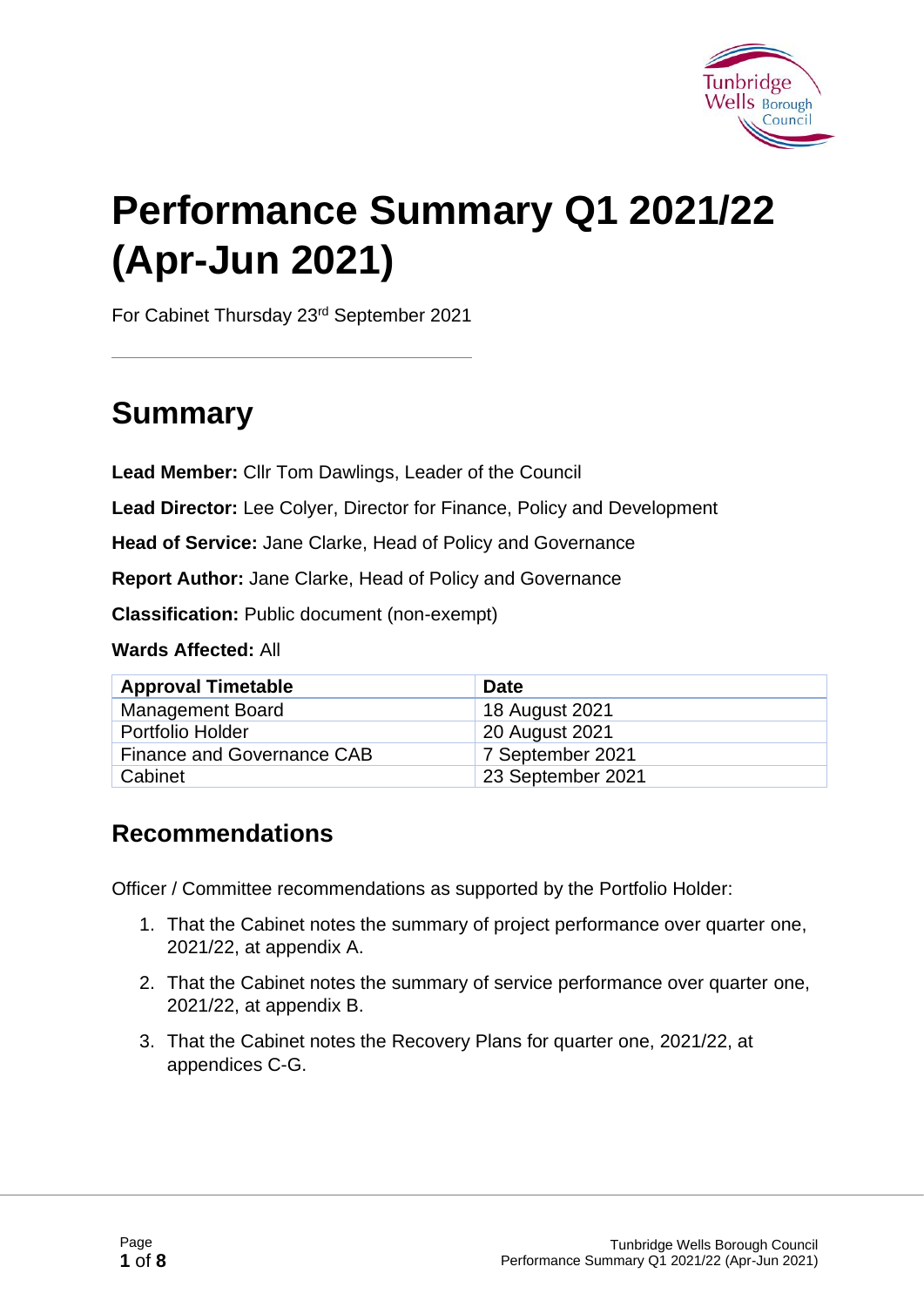# Performance Summary Q1 2021/22 (Apr-Jun 2021)

For Cabinet Thursday 23rd September 2021

## Summary

**Lead Member:** Cllr Tom Dawlings, Leader of the Council

**Lead Director:** Lee Colyer, Director for Finance, Policy and Development

**Head of Service:** Jane Clarke, Head of Policy and Governance

**Report Author:** Jane Clarke, Head of Policy and Governance

**Classification:** Public document (non-exempt)

**Wards Affected:** All

| Approval Timetable | Date |
| --- | --- |
| Management Board | 18 August 2021 |
| Portfolio Holder | 20 August 2021 |
| Finance and Governance CAB | 7 September 2021 |
| Cabinet | 23 September 2021 |

## Recommendations

Officer / Committee recommendations as supported by the Portfolio Holder:

1. That the Cabinet notes the summary of project performance over quarter one, 2021/22, at appendix A.
2. That the Cabinet notes the summary of service performance over quarter one, 2021/22, at appendix B.
3. That the Cabinet notes the Recovery Plans for quarter one, 2021/22, at appendices C-G.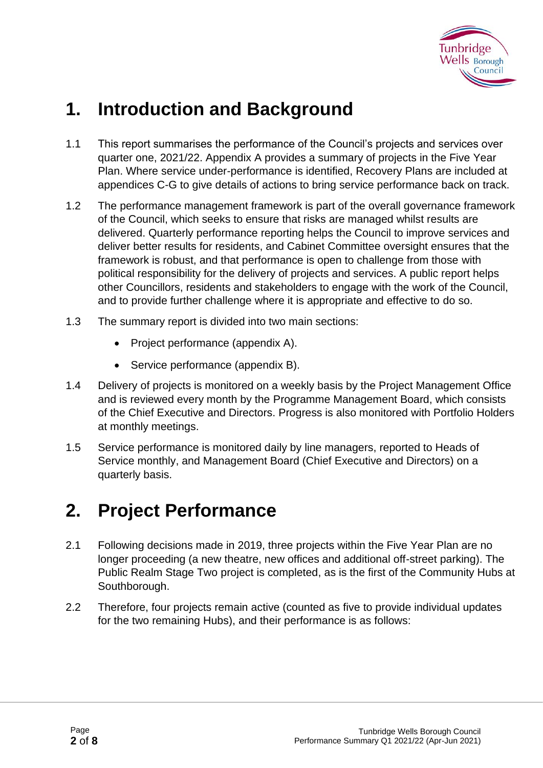# 1. Introduction and Background

1.1 This report summarises the performance of the Council's projects and services over quarter one, 2021/22. Appendix A provides a summary of projects in the Five Year Plan. Where service under-performance is identified, Recovery Plans are included at appendices C-G to give details of actions to bring service performance back on track.

1.2 The performance management framework is part of the overall governance framework of the Council, which seeks to ensure that risks are managed whilst results are delivered. Quarterly performance reporting helps the Council to improve services and deliver better results for residents, and Cabinet Committee oversight ensures that the framework is robust, and that performance is open to challenge from those with political responsibility for the delivery of projects and services. A public report helps other Councillors, residents and stakeholders to engage with the work of the Council, and to provide further challenge where it is appropriate and effective to do so.

1.3 The summary report is divided into two main sections:

- Project performance (appendix A).
- Service performance (appendix B).

1.4 Delivery of projects is monitored on a weekly basis by the Project Management Office and is reviewed every month by the Programme Management Board, which consists of the Chief Executive and Directors. Progress is also monitored with Portfolio Holders at monthly meetings.

1.5 Service performance is monitored daily by line managers, reported to Heads of Service monthly, and Management Board (Chief Executive and Directors) on a quarterly basis.

# 2. Project Performance

2.1 Following decisions made in 2019, three projects within the Five Year Plan are no longer proceeding (a new theatre, new offices and additional off-street parking). The Public Realm Stage Two project is completed, as is the first of the Community Hubs at Southborough.

2.2 Therefore, four projects remain active (counted as five to provide individual updates for the two remaining Hubs), and their performance is as follows: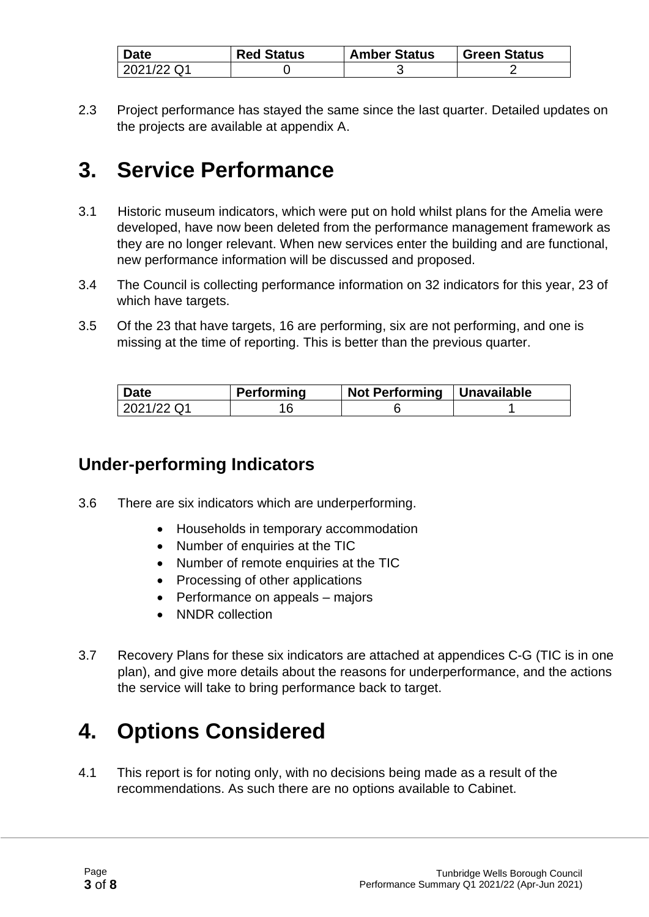| Date | Red Status | Amber Status | Green Status |
| --- | --- | --- | --- |
| 2021/22 Q1 | 0 | 3 | 2 |

2.3 Project performance has stayed the same since the last quarter. Detailed updates on the projects are available at appendix A.

# 3. Service Performance

3.1 Historic museum indicators, which were put on hold whilst plans for the Amelia were developed, have now been deleted from the performance management framework as they are no longer relevant. When new services enter the building and are functional, new performance information will be discussed and proposed.

3.4 The Council is collecting performance information on 32 indicators for this year, 23 of which have targets.

3.5 Of the 23 that have targets, 16 are performing, six are not performing, and one is missing at the time of reporting. This is better than the previous quarter.

| Date | Performing | Not Performing | Unavailable |
| --- | --- | --- | --- |
| 2021/22 Q1 | 16 | 6 | 1 |

## Under-performing Indicators

3.6 There are six indicators which are underperforming.

- Households in temporary accommodation
- Number of enquiries at the TIC
- Number of remote enquiries at the TIC
- Processing of other applications
- Performance on appeals – majors
- NNDR collection

3.7 Recovery Plans for these six indicators are attached at appendices C-G (TIC is in one plan), and give more details about the reasons for underperformance, and the actions the service will take to bring performance back to target.

# 4. Options Considered

4.1 This report is for noting only, with no decisions being made as a result of the recommendations. As such there are no options available to Cabinet.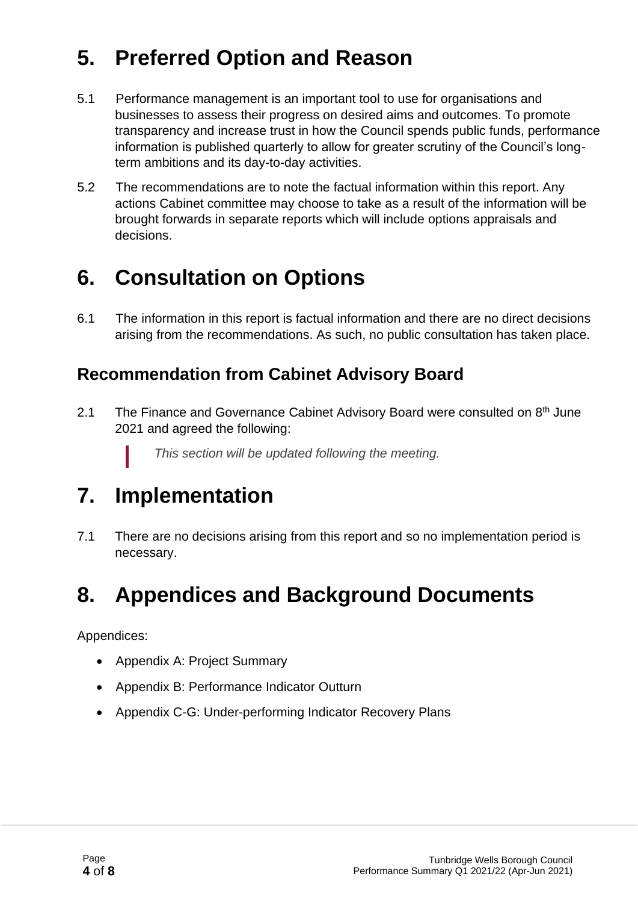# 5. Preferred Option and Reason

5.1 Performance management is an important tool to use for organisations and businesses to assess their progress on desired aims and outcomes. To promote transparency and increase trust in how the Council spends public funds, performance information is published quarterly to allow for greater scrutiny of the Council's long-term ambitions and its day-to-day activities.

5.2 The recommendations are to note the factual information within this report. Any actions Cabinet committee may choose to take as a result of the information will be brought forwards in separate reports which will include options appraisals and decisions.

# 6. Consultation on Options

6.1 The information in this report is factual information and there are no direct decisions arising from the recommendations. As such, no public consultation has taken place.

## Recommendation from Cabinet Advisory Board

2.1 The Finance and Governance Cabinet Advisory Board were consulted on 8th June 2021 and agreed the following:

> *This section will be updated following the meeting.*

# 7. Implementation

7.1 There are no decisions arising from this report and so no implementation period is necessary.

# 8. Appendices and Background Documents

Appendices:

- Appendix A: Project Summary
- Appendix B: Performance Indicator Outturn
- Appendix C-G: Under-performing Indicator Recovery Plans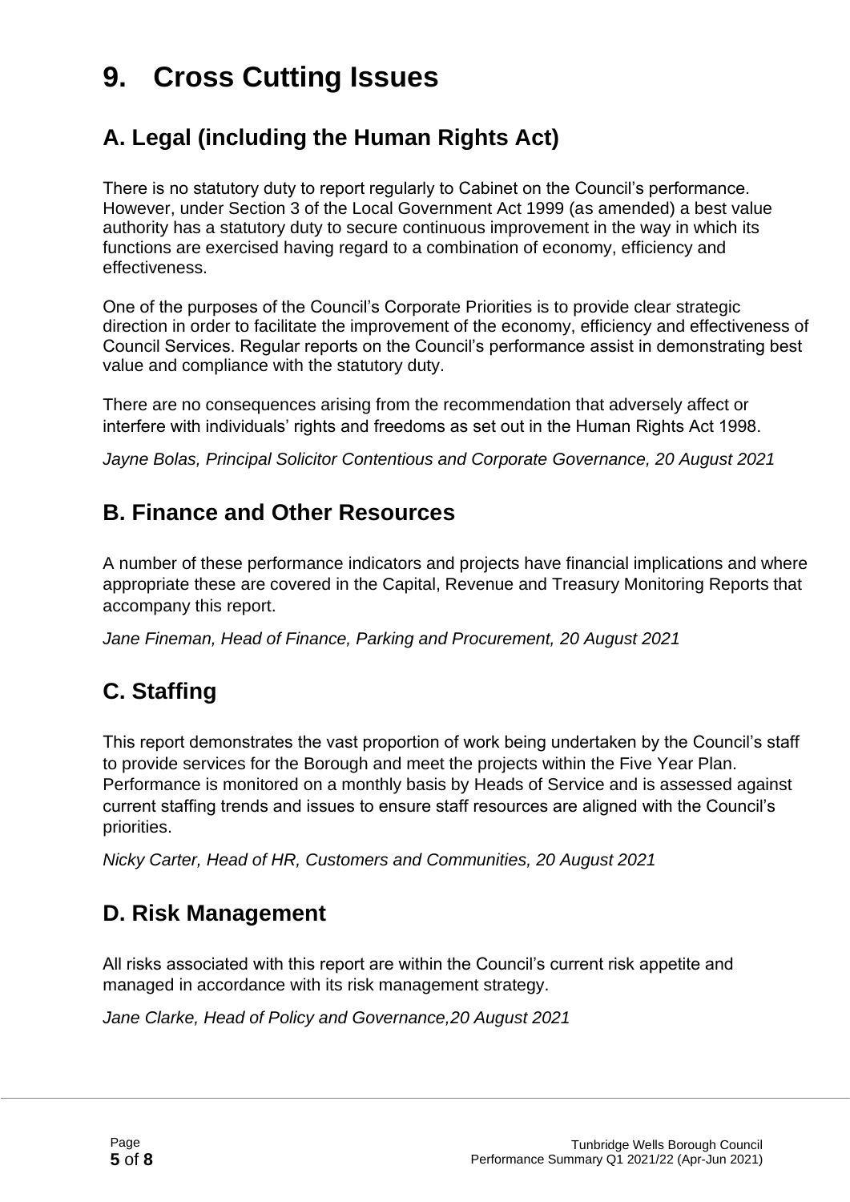# 9. Cross Cutting Issues

## A. Legal (including the Human Rights Act)

There is no statutory duty to report regularly to Cabinet on the Council's performance. However, under Section 3 of the Local Government Act 1999 (as amended) a best value authority has a statutory duty to secure continuous improvement in the way in which its functions are exercised having regard to a combination of economy, efficiency and effectiveness.

One of the purposes of the Council's Corporate Priorities is to provide clear strategic direction in order to facilitate the improvement of the economy, efficiency and effectiveness of Council Services. Regular reports on the Council's performance assist in demonstrating best value and compliance with the statutory duty.

There are no consequences arising from the recommendation that adversely affect or interfere with individuals' rights and freedoms as set out in the Human Rights Act 1998.

*Jayne Bolas, Principal Solicitor Contentious and Corporate Governance, 20 August 2021*

## B. Finance and Other Resources

A number of these performance indicators and projects have financial implications and where appropriate these are covered in the Capital, Revenue and Treasury Monitoring Reports that accompany this report.

*Jane Fineman, Head of Finance, Parking and Procurement, 20 August 2021*

## C. Staffing

This report demonstrates the vast proportion of work being undertaken by the Council's staff to provide services for the Borough and meet the projects within the Five Year Plan. Performance is monitored on a monthly basis by Heads of Service and is assessed against current staffing trends and issues to ensure staff resources are aligned with the Council's priorities.

*Nicky Carter, Head of HR, Customers and Communities, 20 August 2021*

## D. Risk Management

All risks associated with this report are within the Council's current risk appetite and managed in accordance with its risk management strategy.

*Jane Clarke, Head of Policy and Governance,20 August 2021*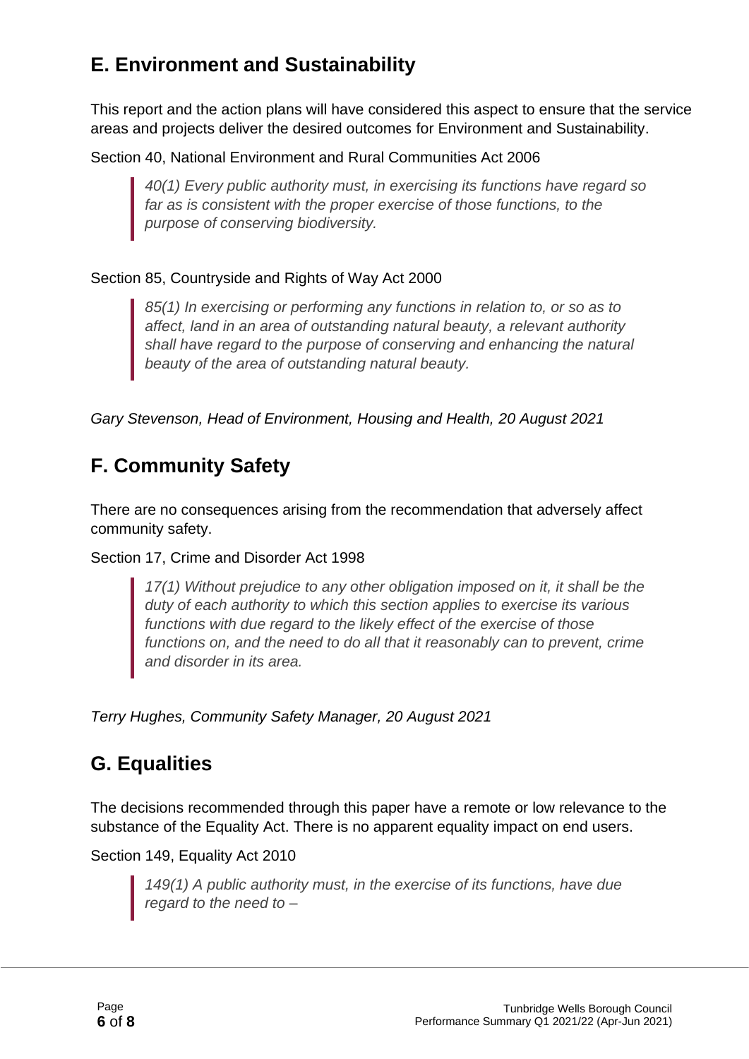## E. Environment and Sustainability

This report and the action plans will have considered this aspect to ensure that the service areas and projects deliver the desired outcomes for Environment and Sustainability.

Section 40, National Environment and Rural Communities Act 2006

> *40(1) Every public authority must, in exercising its functions have regard so far as is consistent with the proper exercise of those functions, to the purpose of conserving biodiversity.*

Section 85, Countryside and Rights of Way Act 2000

> *85(1) In exercising or performing any functions in relation to, or so as to affect, land in an area of outstanding natural beauty, a relevant authority shall have regard to the purpose of conserving and enhancing the natural beauty of the area of outstanding natural beauty.*

*Gary Stevenson, Head of Environment, Housing and Health, 20 August 2021*

## F. Community Safety

There are no consequences arising from the recommendation that adversely affect community safety.

Section 17, Crime and Disorder Act 1998

> *17(1) Without prejudice to any other obligation imposed on it, it shall be the duty of each authority to which this section applies to exercise its various functions with due regard to the likely effect of the exercise of those functions on, and the need to do all that it reasonably can to prevent, crime and disorder in its area.*

*Terry Hughes, Community Safety Manager, 20 August 2021*

## G. Equalities

The decisions recommended through this paper have a remote or low relevance to the substance of the Equality Act. There is no apparent equality impact on end users.

Section 149, Equality Act 2010

> *149(1) A public authority must, in the exercise of its functions, have due regard to the need to –*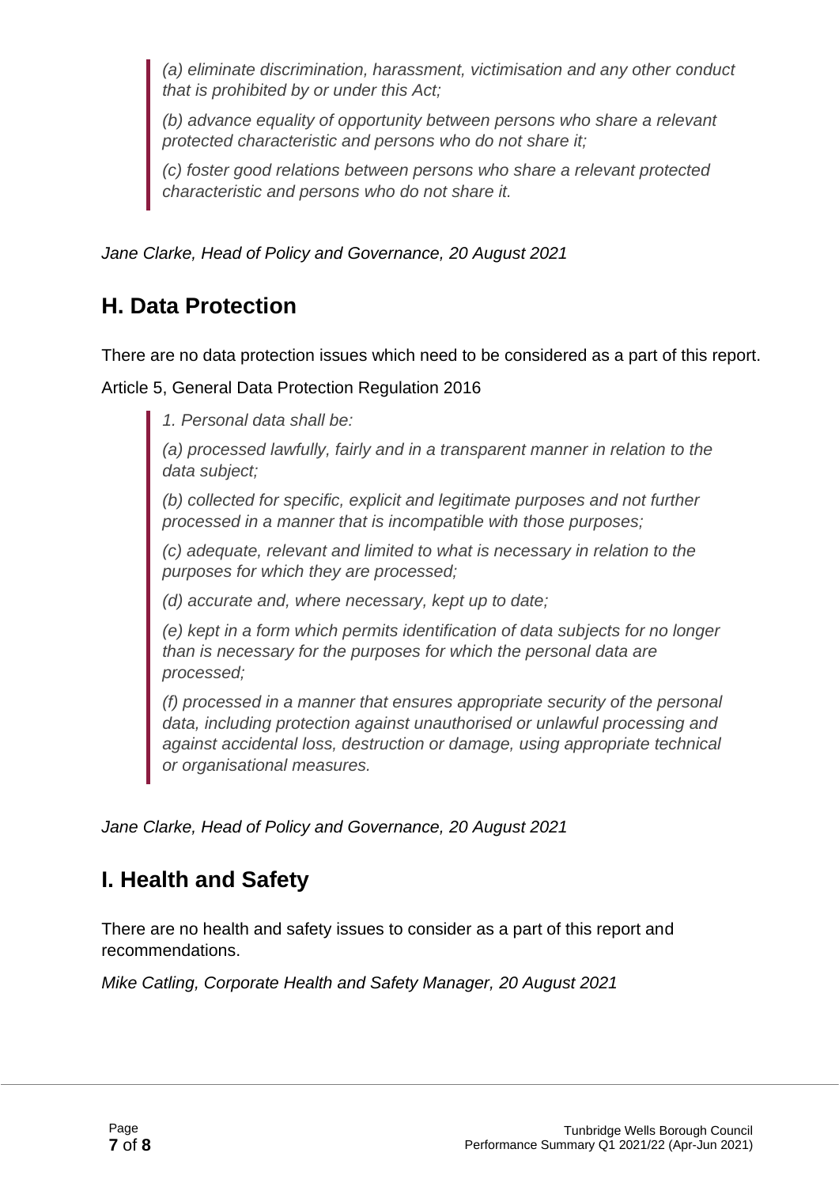> *(a) eliminate discrimination, harassment, victimisation and any other conduct that is prohibited by or under this Act;*
>
> *(b) advance equality of opportunity between persons who share a relevant protected characteristic and persons who do not share it;*
>
> *(c) foster good relations between persons who share a relevant protected characteristic and persons who do not share it.*

*Jane Clarke, Head of Policy and Governance, 20 August 2021*

## H. Data Protection

There are no data protection issues which need to be considered as a part of this report.

Article 5, General Data Protection Regulation 2016

> *1. Personal data shall be:*
>
> *(a) processed lawfully, fairly and in a transparent manner in relation to the data subject;*
>
> *(b) collected for specific, explicit and legitimate purposes and not further processed in a manner that is incompatible with those purposes;*
>
> *(c) adequate, relevant and limited to what is necessary in relation to the purposes for which they are processed;*
>
> *(d) accurate and, where necessary, kept up to date;*
>
> *(e) kept in a form which permits identification of data subjects for no longer than is necessary for the purposes for which the personal data are processed;*
>
> *(f) processed in a manner that ensures appropriate security of the personal data, including protection against unauthorised or unlawful processing and against accidental loss, destruction or damage, using appropriate technical or organisational measures.*

*Jane Clarke, Head of Policy and Governance, 20 August 2021*

## I. Health and Safety

There are no health and safety issues to consider as a part of this report and recommendations.

*Mike Catling, Corporate Health and Safety Manager, 20 August 2021*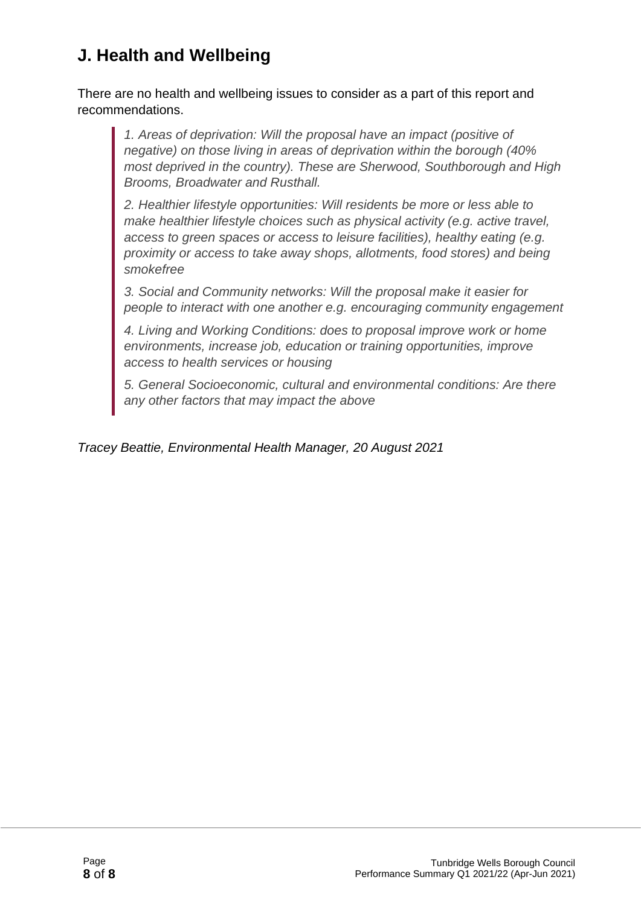## J. Health and Wellbeing

There are no health and wellbeing issues to consider as a part of this report and recommendations.

> *1. Areas of deprivation: Will the proposal have an impact (positive of negative) on those living in areas of deprivation within the borough (40% most deprived in the country). These are Sherwood, Southborough and High Brooms, Broadwater and Rusthall.*
>
> *2. Healthier lifestyle opportunities: Will residents be more or less able to make healthier lifestyle choices such as physical activity (e.g. active travel, access to green spaces or access to leisure facilities), healthy eating (e.g. proximity or access to take away shops, allotments, food stores) and being smokefree*
>
> *3. Social and Community networks: Will the proposal make it easier for people to interact with one another e.g. encouraging community engagement*
>
> *4. Living and Working Conditions: does to proposal improve work or home environments, increase job, education or training opportunities, improve access to health services or housing*
>
> *5. General Socioeconomic, cultural and environmental conditions: Are there any other factors that may impact the above*

*Tracey Beattie, Environmental Health Manager, 20 August 2021*